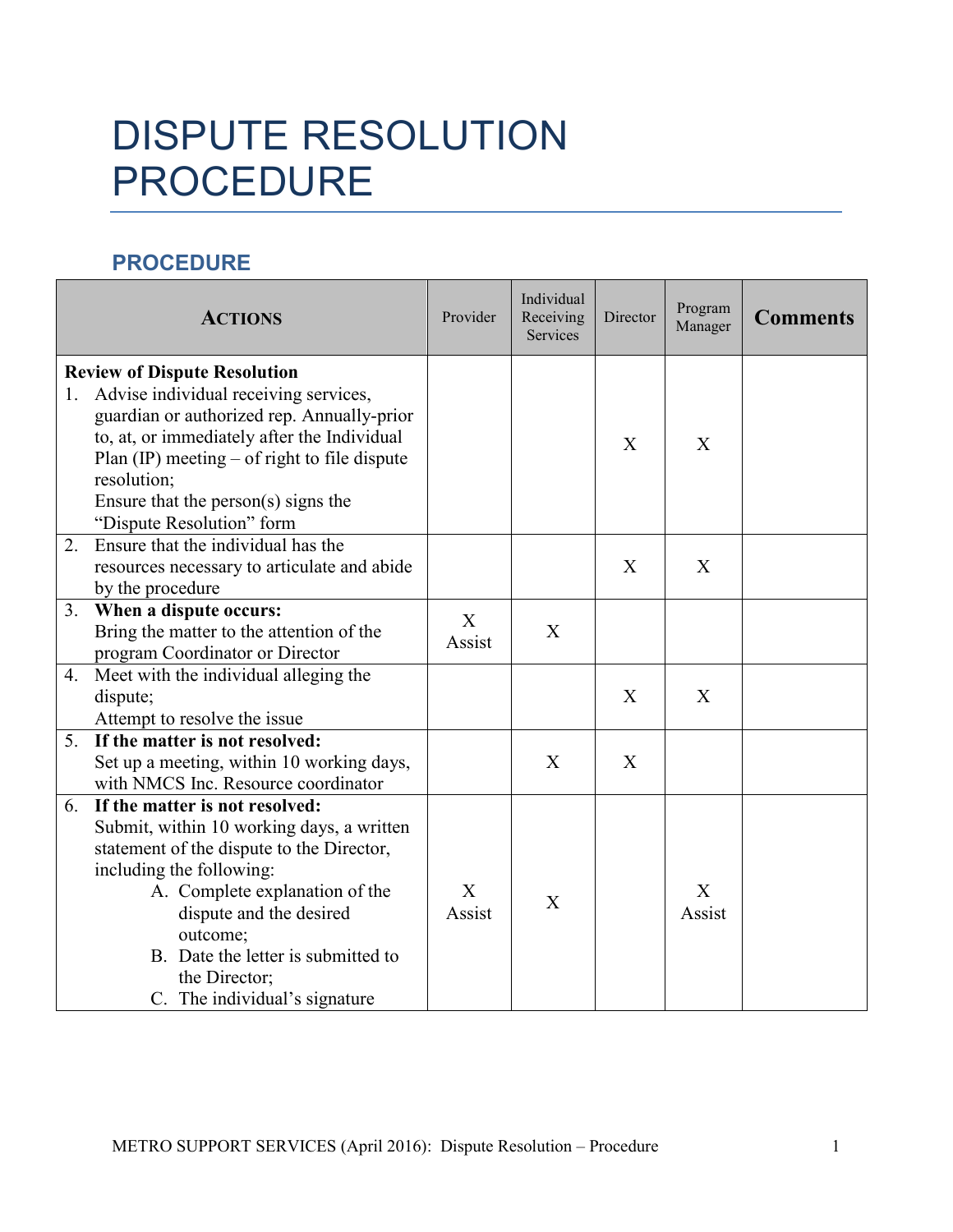# DISPUTE RESOLUTION PROCEDURE

## PROCEDURE

| ACTIONS | Provider | Individual Receiving Services | Director | Program Manager | Comments |
|---|---|---|---|---|---|
| **Review of Dispute Resolution**<br>1. Advise individual receiving services, guardian or authorized rep. Annually-prior to, at, or immediately after the Individual Plan (IP) meeting – of right to file dispute resolution;<br>Ensure that the person(s) signs the "Dispute Resolution" form | | | X | X | |
| 2. Ensure that the individual has the resources necessary to articulate and abide by the procedure | | | X | X | |
| 3. **When a dispute occurs:**<br>Bring the matter to the attention of the program Coordinator or Director | X<br>Assist | X | | | |
| 4. Meet with the individual alleging the dispute;<br>Attempt to resolve the issue | | | X | X | |
| 5. **If the matter is not resolved:**<br>Set up a meeting, within 10 working days, with NMCS Inc. Resource coordinator | | X | X | | |
| 6. **If the matter is not resolved:**<br>Submit, within 10 working days, a written statement of the dispute to the Director, including the following:<br>A. Complete explanation of the dispute and the desired outcome;<br>B. Date the letter is submitted to the Director;<br>C. The individual's signature | X<br>Assist | X | | X<br>Assist | |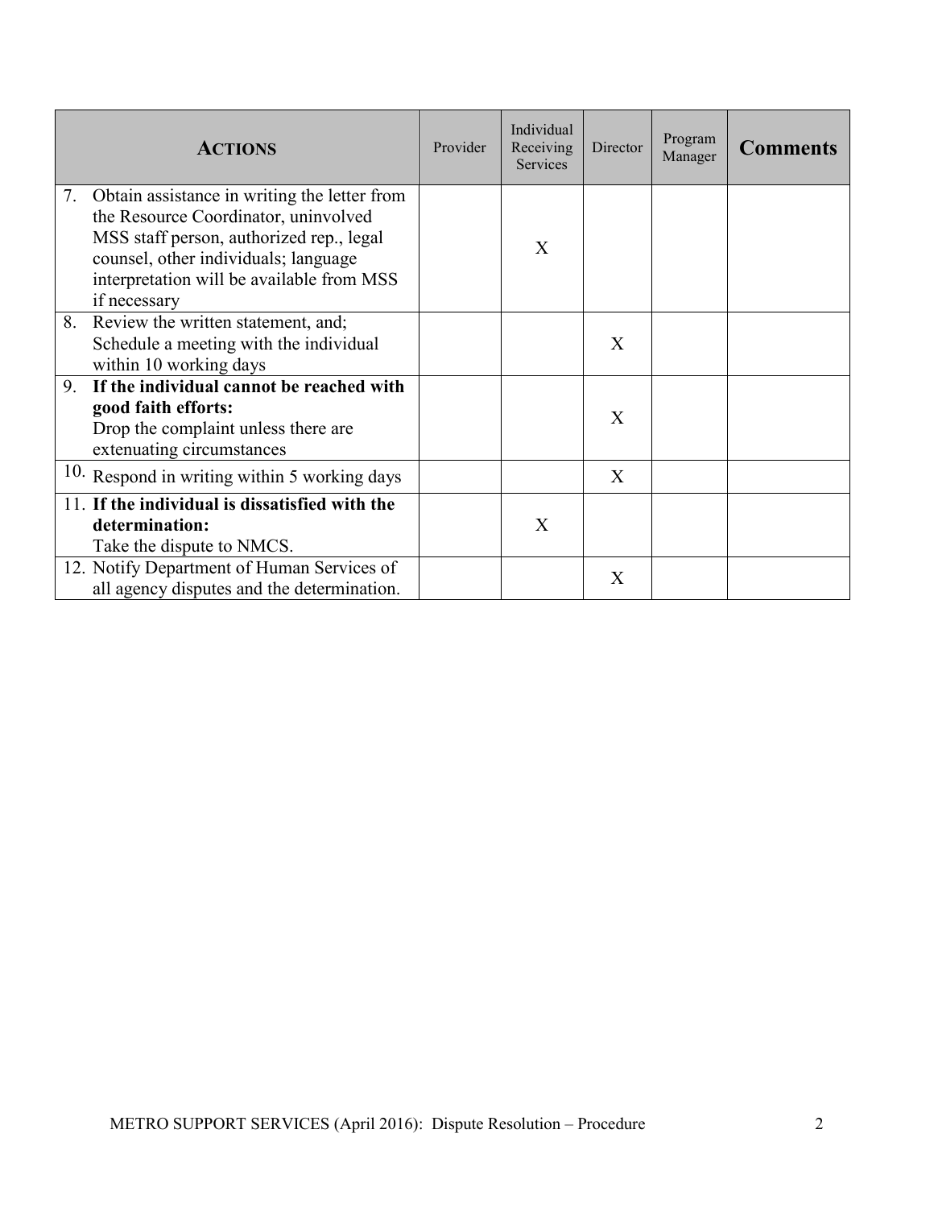| **ACTIONS** | Provider | Individual Receiving Services | Director | Program Manager | **Comments** |
|---|---|---|---|---|---|
| 7. Obtain assistance in writing the letter from the Resource Coordinator, uninvolved MSS staff person, authorized rep., legal counsel, other individuals; language interpretation will be available from MSS if necessary | | X | | | |
| 8. Review the written statement, and; Schedule a meeting with the individual within 10 working days | | | X | | |
| 9. **If the individual cannot be reached with good faith efforts:** Drop the complaint unless there are extenuating circumstances | | | X | | |
| 10. Respond in writing within 5 working days | | | X | | |
| 11. **If the individual is dissatisfied with the determination:** Take the dispute to NMCS. | | X | | | |
| 12. Notify Department of Human Services of all agency disputes and the determination. | | | X | | |